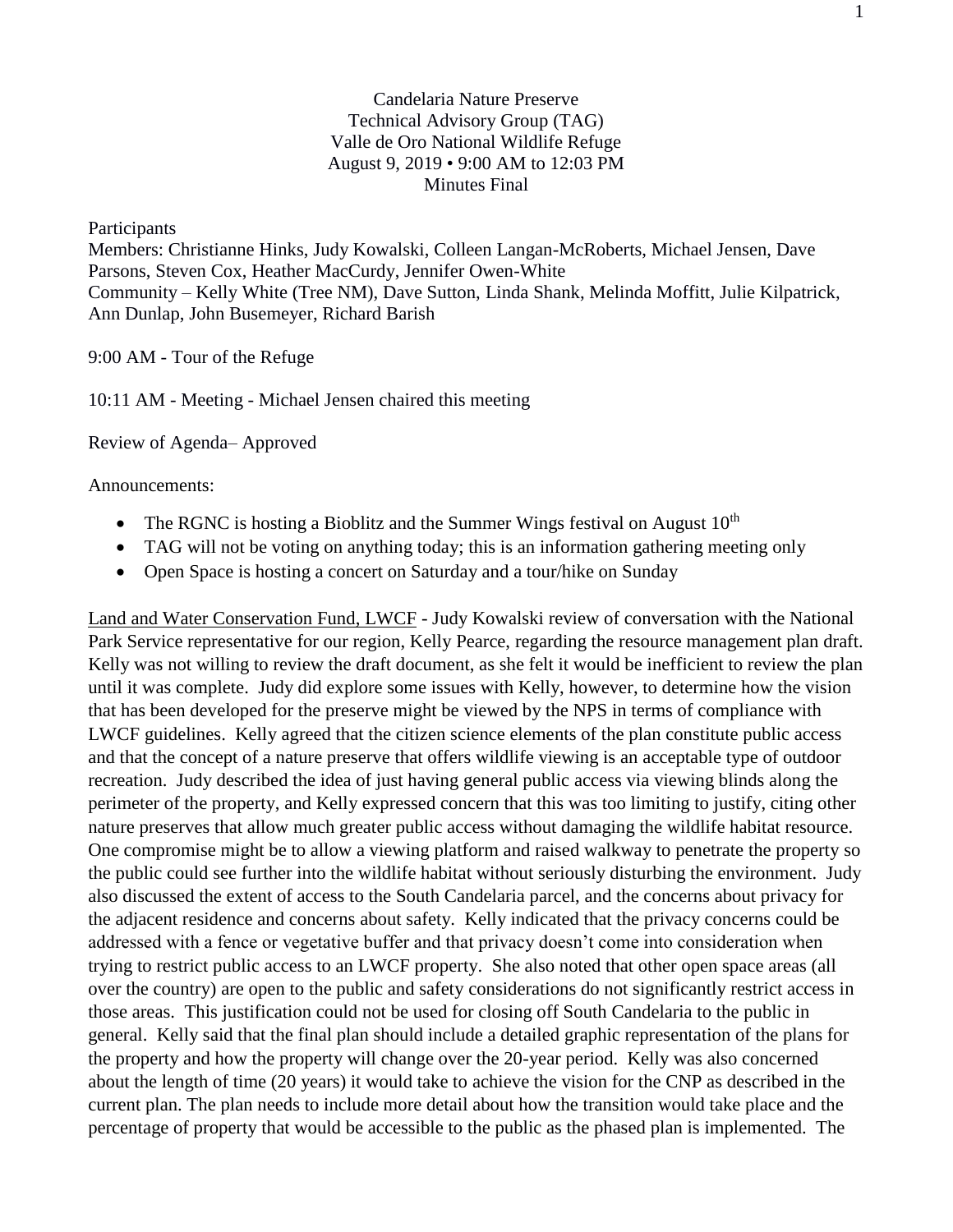Candelaria Nature Preserve
Technical Advisory Group (TAG)
Valle de Oro National Wildlife Refuge
August 9, 2019 • 9:00 AM to 12:03 PM
Minutes Final

Participants
Members: Christianne Hinks, Judy Kowalski, Colleen Langan-McRoberts, Michael Jensen, Dave Parsons, Steven Cox, Heather MacCurdy, Jennifer Owen-White
Community – Kelly White (Tree NM), Dave Sutton, Linda Shank, Melinda Moffitt, Julie Kilpatrick, Ann Dunlap, John Busemeyer, Richard Barish

9:00 AM - Tour of the Refuge

10:11 AM - Meeting - Michael Jensen chaired this meeting

Review of Agenda– Approved

Announcements:

- The RGNC is hosting a Bioblitz and the Summer Wings festival on August 10th
- TAG will not be voting on anything today; this is an information gathering meeting only
- Open Space is hosting a concert on Saturday and a tour/hike on Sunday

Land and Water Conservation Fund, LWCF - Judy Kowalski review of conversation with the National Park Service representative for our region, Kelly Pearce, regarding the resource management plan draft. Kelly was not willing to review the draft document, as she felt it would be inefficient to review the plan until it was complete. Judy did explore some issues with Kelly, however, to determine how the vision that has been developed for the preserve might be viewed by the NPS in terms of compliance with LWCF guidelines. Kelly agreed that the citizen science elements of the plan constitute public access and that the concept of a nature preserve that offers wildlife viewing is an acceptable type of outdoor recreation. Judy described the idea of just having general public access via viewing blinds along the perimeter of the property, and Kelly expressed concern that this was too limiting to justify, citing other nature preserves that allow much greater public access without damaging the wildlife habitat resource. One compromise might be to allow a viewing platform and raised walkway to penetrate the property so the public could see further into the wildlife habitat without seriously disturbing the environment. Judy also discussed the extent of access to the South Candelaria parcel, and the concerns about privacy for the adjacent residence and concerns about safety. Kelly indicated that the privacy concerns could be addressed with a fence or vegetative buffer and that privacy doesn't come into consideration when trying to restrict public access to an LWCF property. She also noted that other open space areas (all over the country) are open to the public and safety considerations do not significantly restrict access in those areas. This justification could not be used for closing off South Candelaria to the public in general. Kelly said that the final plan should include a detailed graphic representation of the plans for the property and how the property will change over the 20-year period. Kelly was also concerned about the length of time (20 years) it would take to achieve the vision for the CNP as described in the current plan. The plan needs to include more detail about how the transition would take place and the percentage of property that would be accessible to the public as the phased plan is implemented. The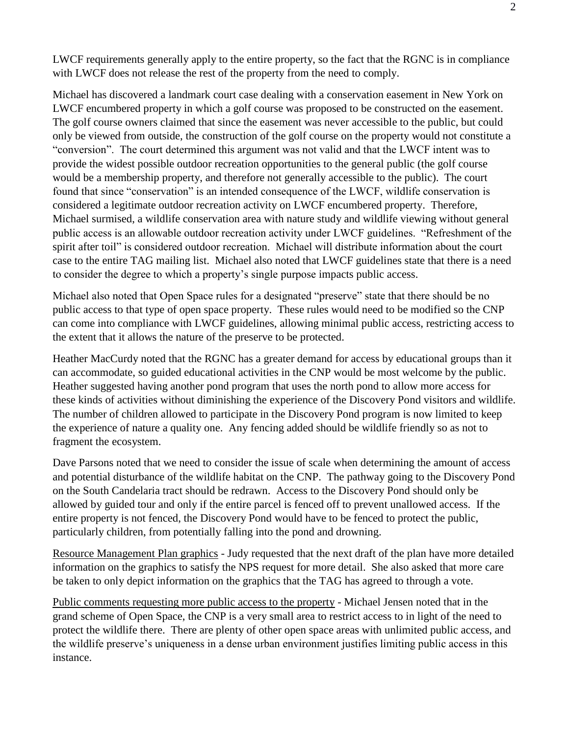LWCF requirements generally apply to the entire property, so the fact that the RGNC is in compliance with LWCF does not release the rest of the property from the need to comply.

Michael has discovered a landmark court case dealing with a conservation easement in New York on LWCF encumbered property in which a golf course was proposed to be constructed on the easement. The golf course owners claimed that since the easement was never accessible to the public, but could only be viewed from outside, the construction of the golf course on the property would not constitute a "conversion". The court determined this argument was not valid and that the LWCF intent was to provide the widest possible outdoor recreation opportunities to the general public (the golf course would be a membership property, and therefore not generally accessible to the public). The court found that since "conservation" is an intended consequence of the LWCF, wildlife conservation is considered a legitimate outdoor recreation activity on LWCF encumbered property. Therefore, Michael surmised, a wildlife conservation area with nature study and wildlife viewing without general public access is an allowable outdoor recreation activity under LWCF guidelines. "Refreshment of the spirit after toil" is considered outdoor recreation. Michael will distribute information about the court case to the entire TAG mailing list. Michael also noted that LWCF guidelines state that there is a need to consider the degree to which a property's single purpose impacts public access.

Michael also noted that Open Space rules for a designated "preserve" state that there should be no public access to that type of open space property. These rules would need to be modified so the CNP can come into compliance with LWCF guidelines, allowing minimal public access, restricting access to the extent that it allows the nature of the preserve to be protected.

Heather MacCurdy noted that the RGNC has a greater demand for access by educational groups than it can accommodate, so guided educational activities in the CNP would be most welcome by the public. Heather suggested having another pond program that uses the north pond to allow more access for these kinds of activities without diminishing the experience of the Discovery Pond visitors and wildlife. The number of children allowed to participate in the Discovery Pond program is now limited to keep the experience of nature a quality one. Any fencing added should be wildlife friendly so as not to fragment the ecosystem.

Dave Parsons noted that we need to consider the issue of scale when determining the amount of access and potential disturbance of the wildlife habitat on the CNP. The pathway going to the Discovery Pond on the South Candelaria tract should be redrawn. Access to the Discovery Pond should only be allowed by guided tour and only if the entire parcel is fenced off to prevent unallowed access. If the entire property is not fenced, the Discovery Pond would have to be fenced to protect the public, particularly children, from potentially falling into the pond and drowning.

Resource Management Plan graphics - Judy requested that the next draft of the plan have more detailed information on the graphics to satisfy the NPS request for more detail. She also asked that more care be taken to only depict information on the graphics that the TAG has agreed to through a vote.

Public comments requesting more public access to the property - Michael Jensen noted that in the grand scheme of Open Space, the CNP is a very small area to restrict access to in light of the need to protect the wildlife there. There are plenty of other open space areas with unlimited public access, and the wildlife preserve's uniqueness in a dense urban environment justifies limiting public access in this instance.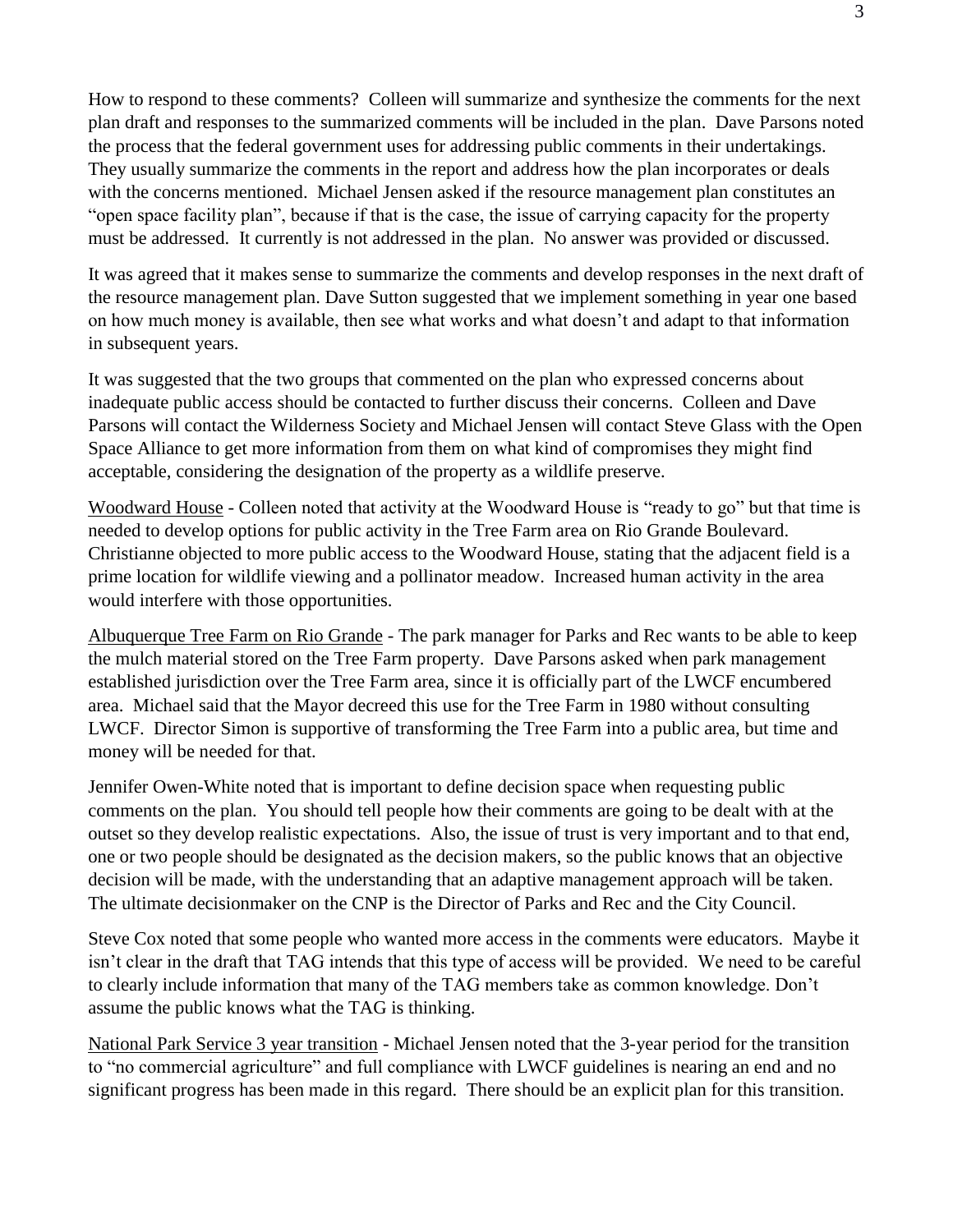How to respond to these comments? Colleen will summarize and synthesize the comments for the next plan draft and responses to the summarized comments will be included in the plan. Dave Parsons noted the process that the federal government uses for addressing public comments in their undertakings. They usually summarize the comments in the report and address how the plan incorporates or deals with the concerns mentioned. Michael Jensen asked if the resource management plan constitutes an "open space facility plan", because if that is the case, the issue of carrying capacity for the property must be addressed. It currently is not addressed in the plan. No answer was provided or discussed.

It was agreed that it makes sense to summarize the comments and develop responses in the next draft of the resource management plan. Dave Sutton suggested that we implement something in year one based on how much money is available, then see what works and what doesn't and adapt to that information in subsequent years.

It was suggested that the two groups that commented on the plan who expressed concerns about inadequate public access should be contacted to further discuss their concerns. Colleen and Dave Parsons will contact the Wilderness Society and Michael Jensen will contact Steve Glass with the Open Space Alliance to get more information from them on what kind of compromises they might find acceptable, considering the designation of the property as a wildlife preserve.

<u>Woodward House</u> - Colleen noted that activity at the Woodward House is "ready to go" but that time is needed to develop options for public activity in the Tree Farm area on Rio Grande Boulevard. Christianne objected to more public access to the Woodward House, stating that the adjacent field is a prime location for wildlife viewing and a pollinator meadow. Increased human activity in the area would interfere with those opportunities.

<u>Albuquerque Tree Farm on Rio Grande</u> - The park manager for Parks and Rec wants to be able to keep the mulch material stored on the Tree Farm property. Dave Parsons asked when park management established jurisdiction over the Tree Farm area, since it is officially part of the LWCF encumbered area. Michael said that the Mayor decreed this use for the Tree Farm in 1980 without consulting LWCF. Director Simon is supportive of transforming the Tree Farm into a public area, but time and money will be needed for that.

Jennifer Owen-White noted that is important to define decision space when requesting public comments on the plan. You should tell people how their comments are going to be dealt with at the outset so they develop realistic expectations. Also, the issue of trust is very important and to that end, one or two people should be designated as the decision makers, so the public knows that an objective decision will be made, with the understanding that an adaptive management approach will be taken. The ultimate decisionmaker on the CNP is the Director of Parks and Rec and the City Council.

Steve Cox noted that some people who wanted more access in the comments were educators. Maybe it isn't clear in the draft that TAG intends that this type of access will be provided. We need to be careful to clearly include information that many of the TAG members take as common knowledge. Don't assume the public knows what the TAG is thinking.

<u>National Park Service 3 year transition</u> - Michael Jensen noted that the 3-year period for the transition to "no commercial agriculture" and full compliance with LWCF guidelines is nearing an end and no significant progress has been made in this regard. There should be an explicit plan for this transition.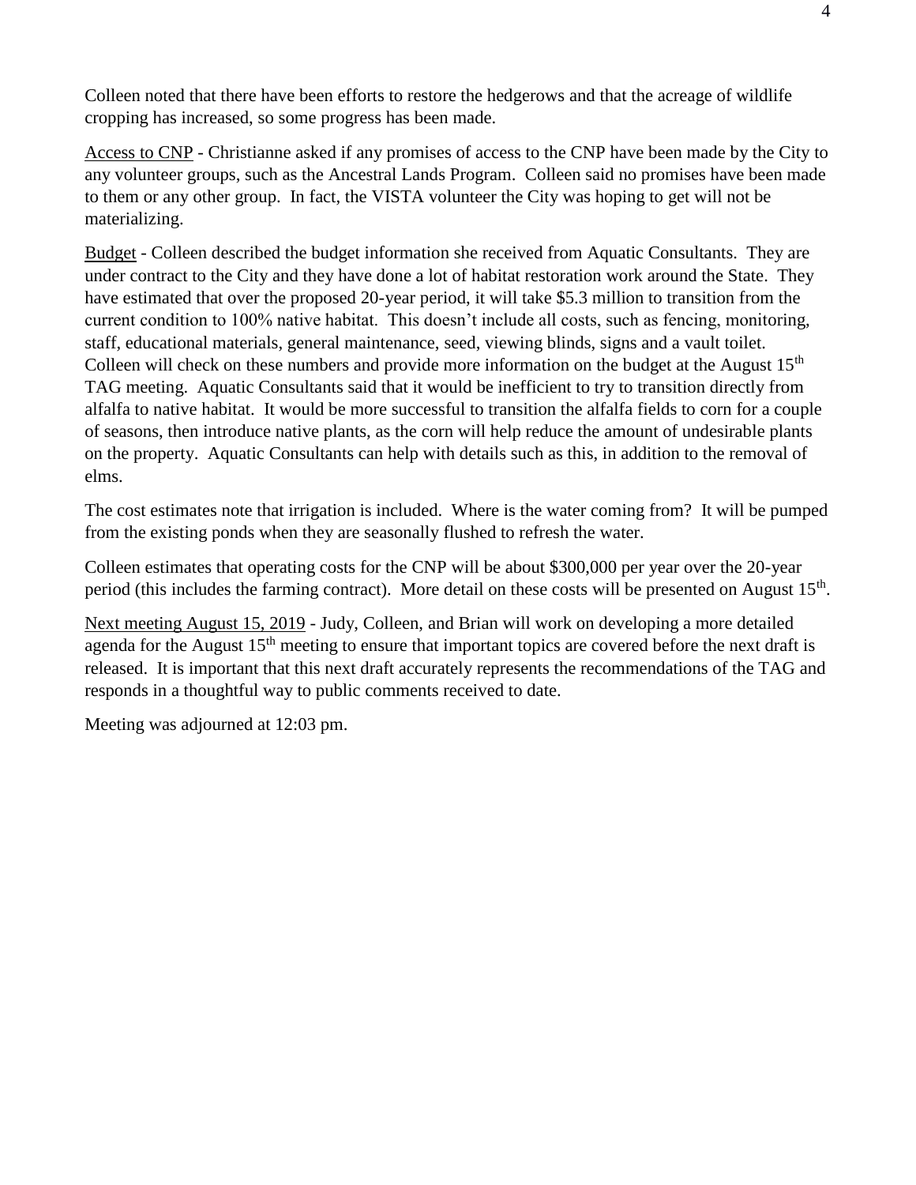Colleen noted that there have been efforts to restore the hedgerows and that the acreage of wildlife cropping has increased, so some progress has been made.

<u>Access to CNP</u> - Christianne asked if any promises of access to the CNP have been made by the City to any volunteer groups, such as the Ancestral Lands Program. Colleen said no promises have been made to them or any other group. In fact, the VISTA volunteer the City was hoping to get will not be materializing.

<u>Budget</u> - Colleen described the budget information she received from Aquatic Consultants. They are under contract to the City and they have done a lot of habitat restoration work around the State. They have estimated that over the proposed 20-year period, it will take $5.3 million to transition from the current condition to 100% native habitat. This doesn't include all costs, such as fencing, monitoring, staff, educational materials, general maintenance, seed, viewing blinds, signs and a vault toilet. Colleen will check on these numbers and provide more information on the budget at the August 15th TAG meeting. Aquatic Consultants said that it would be inefficient to try to transition directly from alfalfa to native habitat. It would be more successful to transition the alfalfa fields to corn for a couple of seasons, then introduce native plants, as the corn will help reduce the amount of undesirable plants on the property. Aquatic Consultants can help with details such as this, in addition to the removal of elms.

The cost estimates note that irrigation is included. Where is the water coming from? It will be pumped from the existing ponds when they are seasonally flushed to refresh the water.

Colleen estimates that operating costs for the CNP will be about $300,000 per year over the 20-year period (this includes the farming contract). More detail on these costs will be presented on August 15th.

<u>Next meeting August 15, 2019</u> - Judy, Colleen, and Brian will work on developing a more detailed agenda for the August 15th meeting to ensure that important topics are covered before the next draft is released. It is important that this next draft accurately represents the recommendations of the TAG and responds in a thoughtful way to public comments received to date.

Meeting was adjourned at 12:03 pm.